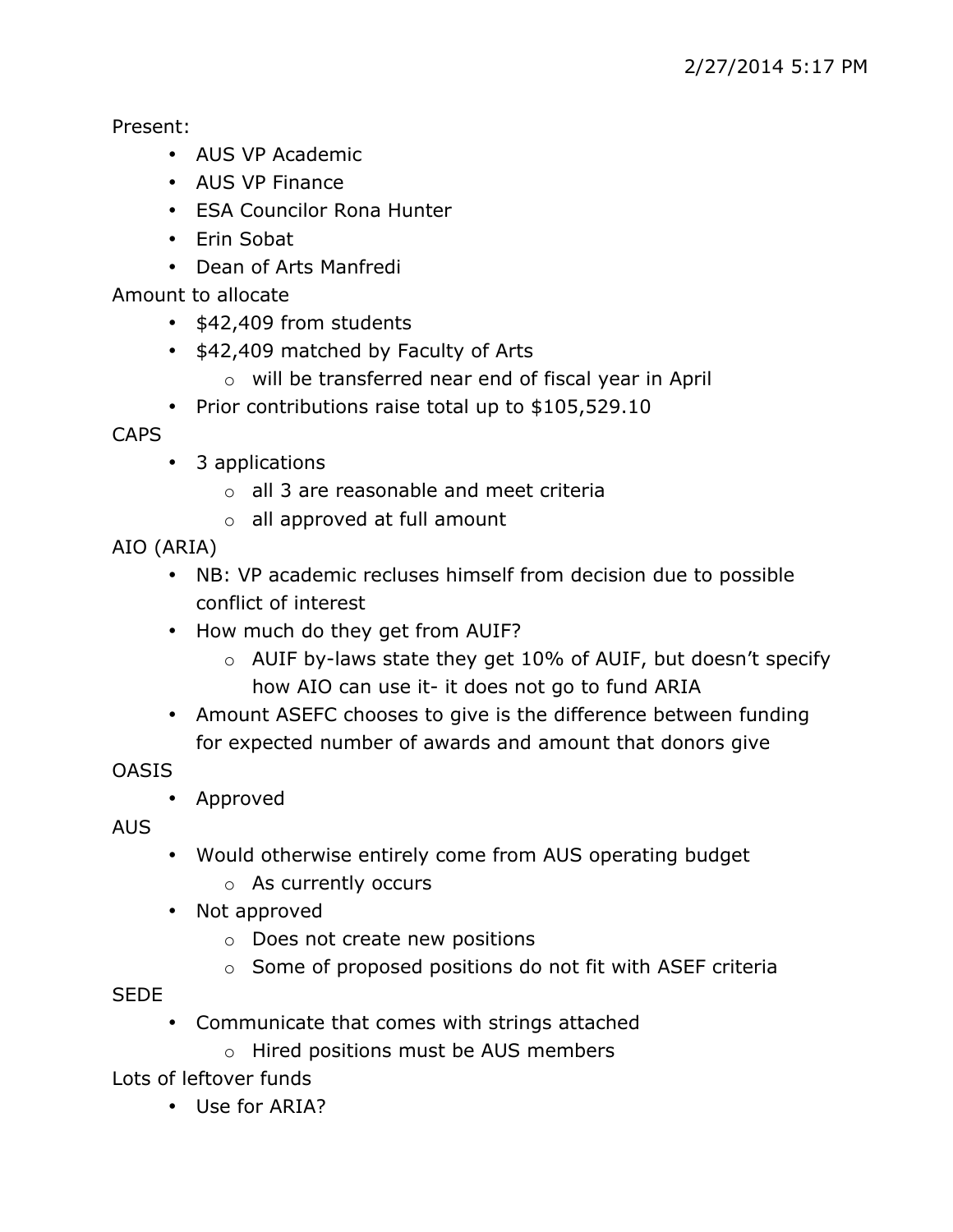2/27/2014 5:17 PM

Present:

- AUS VP Academic
- AUS VP Finance
- ESA Councilor Rona Hunter
- Erin Sobat
- Dean of Arts Manfredi

Amount to allocate

- $42,409 from students
- $42,409 matched by Faculty of Arts
  - will be transferred near end of fiscal year in April
- Prior contributions raise total up to $105,529.10

CAPS

- 3 applications
  - all 3 are reasonable and meet criteria
  - all approved at full amount

AIO (ARIA)

- NB: VP academic recluses himself from decision due to possible conflict of interest
- How much do they get from AUIF?
  - AUIF by-laws state they get 10% of AUIF, but doesn't specify how AIO can use it- it does not go to fund ARIA
- Amount ASEFC chooses to give is the difference between funding for expected number of awards and amount that donors give

OASIS

- Approved

AUS

- Would otherwise entirely come from AUS operating budget
  - As currently occurs
- Not approved
  - Does not create new positions
  - Some of proposed positions do not fit with ASEF criteria

SEDE

- Communicate that comes with strings attached
  - Hired positions must be AUS members

Lots of leftover funds

- Use for ARIA?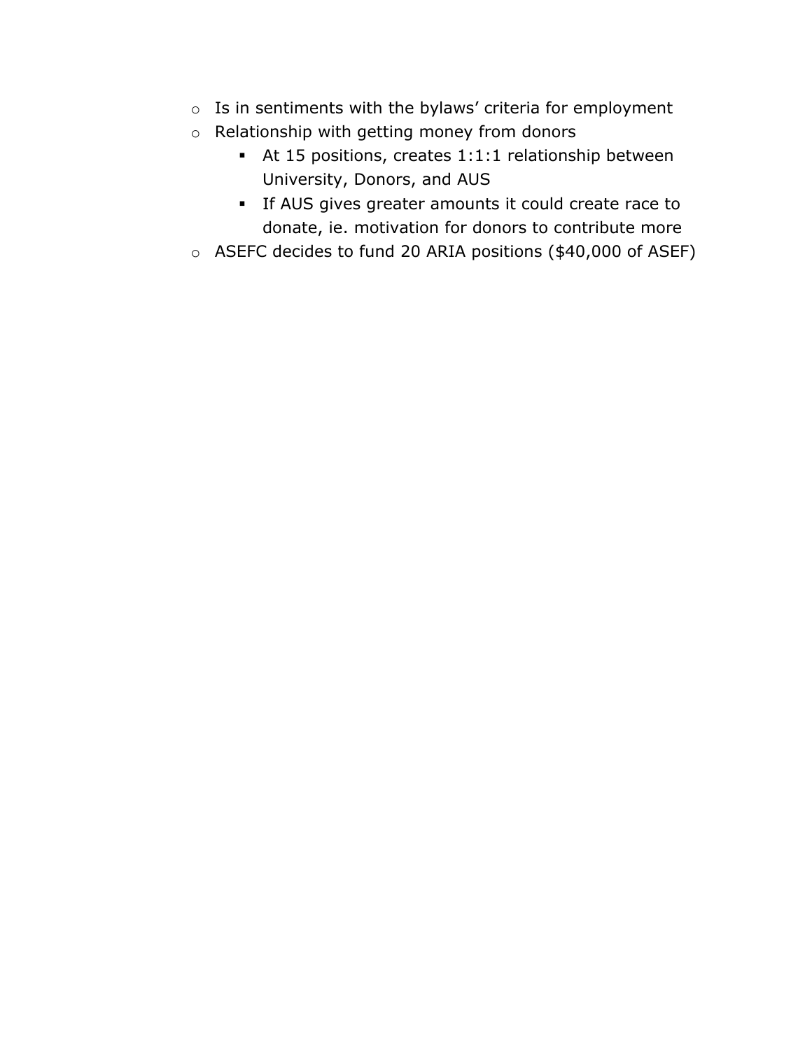- Is in sentiments with the bylaws' criteria for employment
- Relationship with getting money from donors
    - At 15 positions, creates 1:1:1 relationship between University, Donors, and AUS
    - If AUS gives greater amounts it could create race to donate, ie. motivation for donors to contribute more
- ASEFC decides to fund 20 ARIA positions ($40,000 of ASEF)